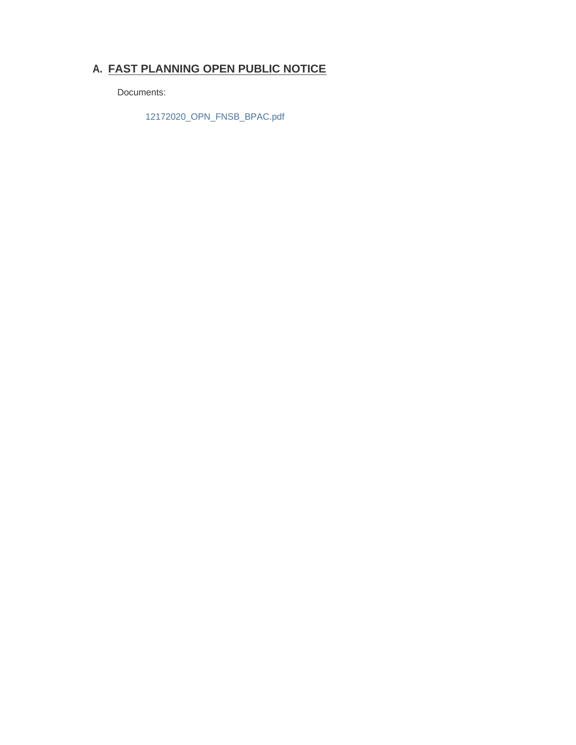## A. FAST PLANNING OPEN PUBLIC NOTICE

Documents:

12172020_OPN_FNSB_BPAC.pdf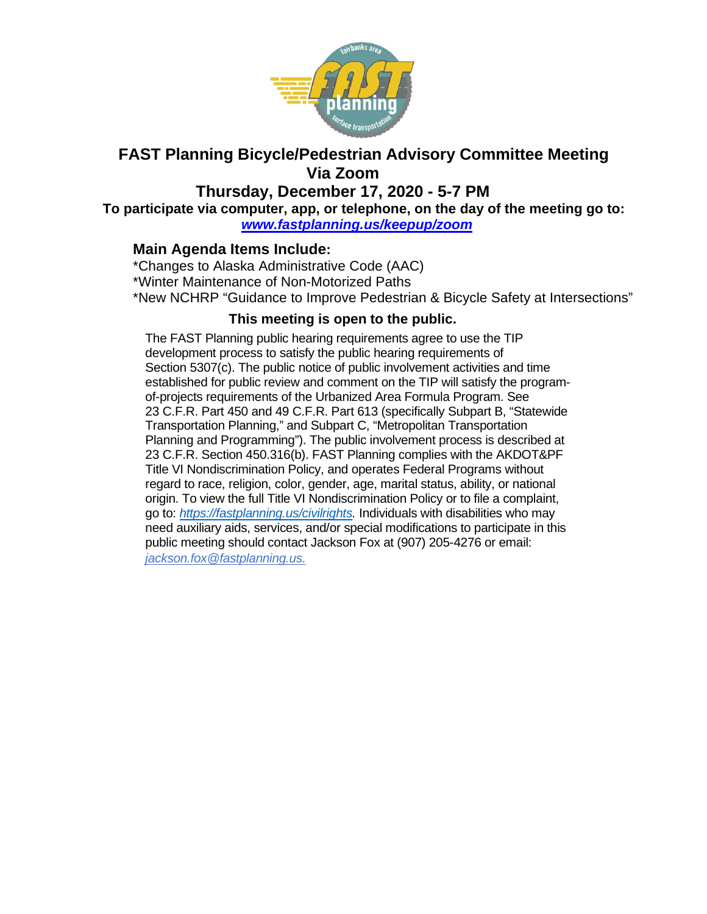# FAST Planning Bicycle/Pedestrian Advisory Committee Meeting Via Zoom

## Thursday, December 17, 2020 - 5-7 PM

**To participate via computer, app, or telephone, on the day of the meeting go to:**
***www.fastplanning.us/keepup/zoom***

### Main Agenda Items Include:

*Changes to Alaska Administrative Code (AAC)
*Winter Maintenance of Non-Motorized Paths
*New NCHRP “Guidance to Improve Pedestrian & Bicycle Safety at Intersections”

**This meeting is open to the public.**

The FAST Planning public hearing requirements agree to use the TIP development process to satisfy the public hearing requirements of Section 5307(c). The public notice of public involvement activities and time established for public review and comment on the TIP will satisfy the program-of-projects requirements of the Urbanized Area Formula Program. See 23 C.F.R. Part 450 and 49 C.F.R. Part 613 (specifically Subpart B, “Statewide Transportation Planning,” and Subpart C, “Metropolitan Transportation Planning and Programming”). The public involvement process is described at 23 C.F.R. Section 450.316(b). FAST Planning complies with the AKDOT&PF Title VI Nondiscrimination Policy, and operates Federal Programs without regard to race, religion, color, gender, age, marital status, ability, or national origin. To view the full Title VI Nondiscrimination Policy or to file a complaint, go to: *https://fastplanning.us/civilrights.* Individuals with disabilities who may need auxiliary aids, services, and/or special modifications to participate in this public meeting should contact Jackson Fox at (907) 205-4276 or email: *jackson.fox@fastplanning.us.*